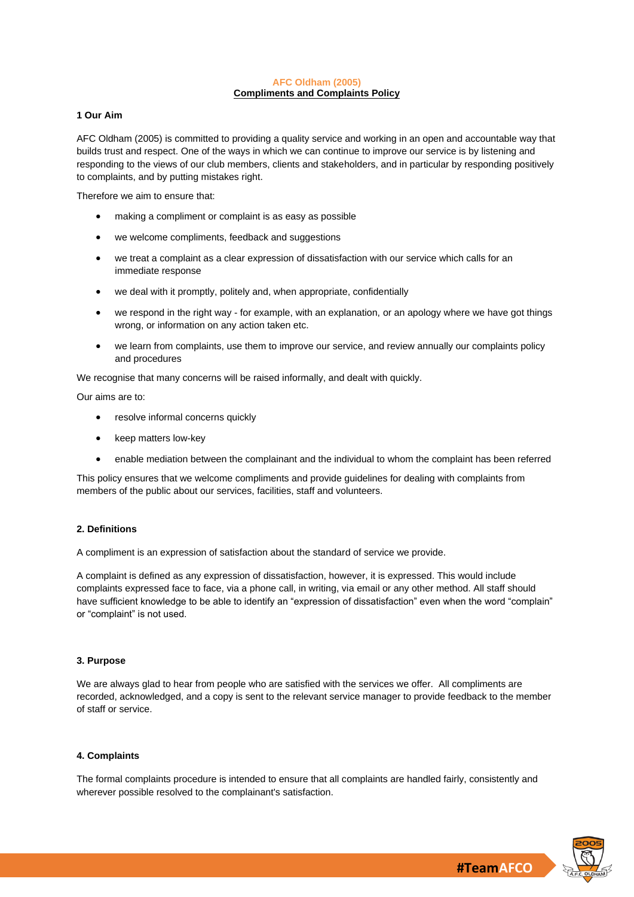# AFC Oldham (2005)

## Compliments and Complaints Policy

### 1 Our Aim

AFC Oldham (2005) is committed to providing a quality service and working in an open and accountable way that builds trust and respect. One of the ways in which we can continue to improve our service is by listening and responding to the views of our club members, clients and stakeholders, and in particular by responding positively to complaints, and by putting mistakes right.

Therefore we aim to ensure that:

- making a compliment or complaint is as easy as possible
- we welcome compliments, feedback and suggestions
- we treat a complaint as a clear expression of dissatisfaction with our service which calls for an immediate response
- we deal with it promptly, politely and, when appropriate, confidentially
- we respond in the right way - for example, with an explanation, or an apology where we have got things wrong, or information on any action taken etc.
- we learn from complaints, use them to improve our service, and review annually our complaints policy and procedures

We recognise that many concerns will be raised informally, and dealt with quickly.

Our aims are to:

- resolve informal concerns quickly
- keep matters low-key
- enable mediation between the complainant and the individual to whom the complaint has been referred

This policy ensures that we welcome compliments and provide guidelines for dealing with complaints from members of the public about our services, facilities, staff and volunteers.

### 2. Definitions

A compliment is an expression of satisfaction about the standard of service we provide.

A complaint is defined as any expression of dissatisfaction, however, it is expressed. This would include complaints expressed face to face, via a phone call, in writing, via email or any other method. All staff should have sufficient knowledge to be able to identify an "expression of dissatisfaction" even when the word "complain" or "complaint" is not used.

### 3. Purpose

We are always glad to hear from people who are satisfied with the services we offer. All compliments are recorded, acknowledged, and a copy is sent to the relevant service manager to provide feedback to the member of staff or service.

### 4. Complaints

The formal complaints procedure is intended to ensure that all complaints are handled fairly, consistently and wherever possible resolved to the complainant's satisfaction.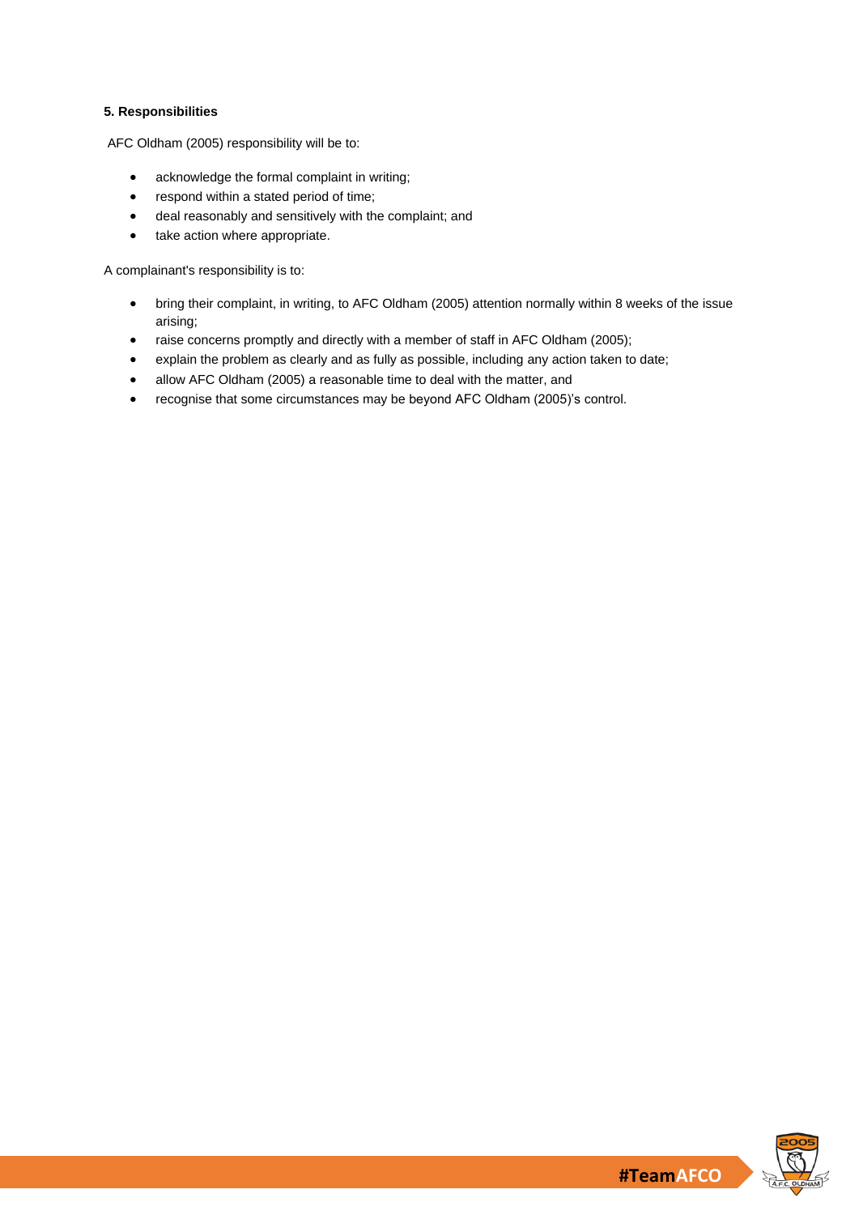**5. Responsibilities**

AFC Oldham (2005) responsibility will be to:

- acknowledge the formal complaint in writing;
- respond within a stated period of time;
- deal reasonably and sensitively with the complaint; and
- take action where appropriate.

A complainant's responsibility is to:

- bring their complaint, in writing, to AFC Oldham (2005) attention normally within 8 weeks of the issue arising;
- raise concerns promptly and directly with a member of staff in AFC Oldham (2005);
- explain the problem as clearly and as fully as possible, including any action taken to date;
- allow AFC Oldham (2005) a reasonable time to deal with the matter, and
- recognise that some circumstances may be beyond AFC Oldham (2005)'s control.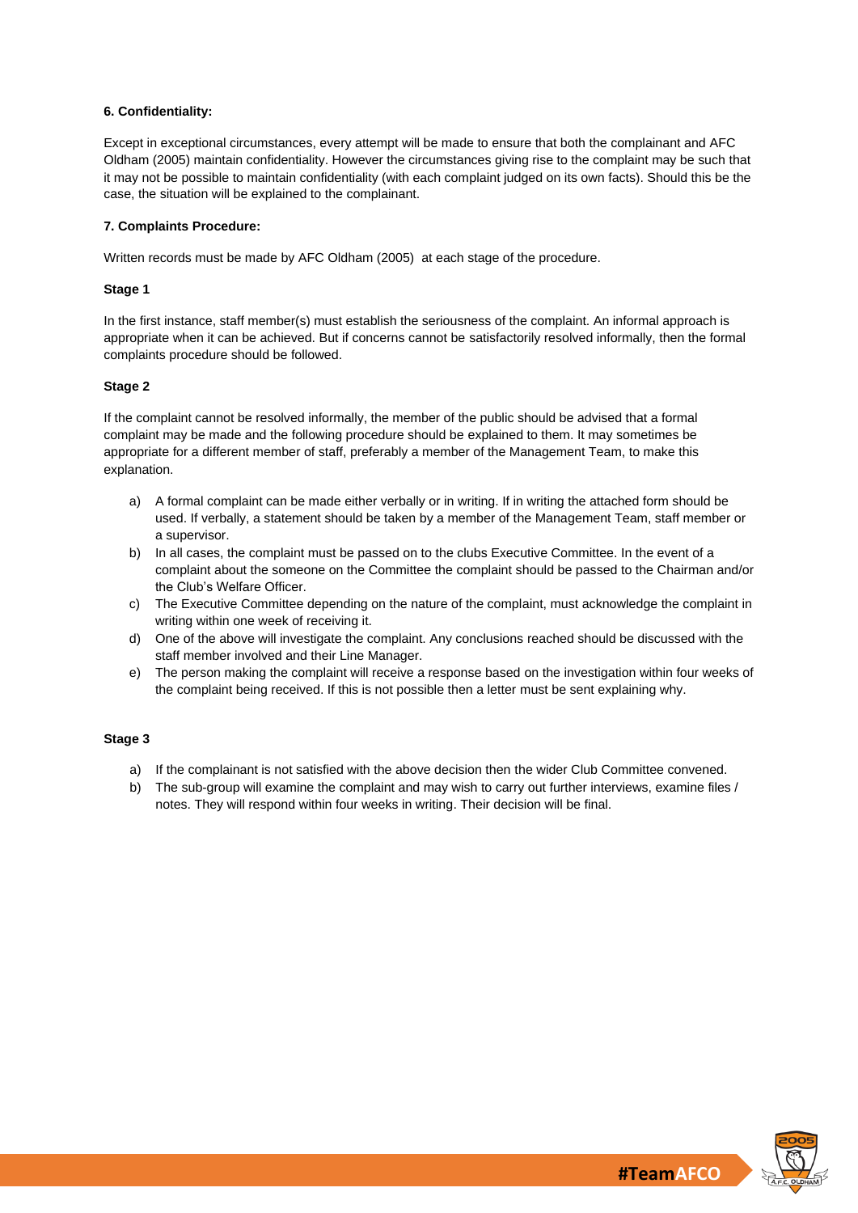**6. Confidentiality:**

Except in exceptional circumstances, every attempt will be made to ensure that both the complainant and AFC Oldham (2005) maintain confidentiality. However the circumstances giving rise to the complaint may be such that it may not be possible to maintain confidentiality (with each complaint judged on its own facts). Should this be the case, the situation will be explained to the complainant.

**7. Complaints Procedure:**

Written records must be made by AFC Oldham (2005) at each stage of the procedure.

**Stage 1**

In the first instance, staff member(s) must establish the seriousness of the complaint. An informal approach is appropriate when it can be achieved. But if concerns cannot be satisfactorily resolved informally, then the formal complaints procedure should be followed.

**Stage 2**

If the complaint cannot be resolved informally, the member of the public should be advised that a formal complaint may be made and the following procedure should be explained to them. It may sometimes be appropriate for a different member of staff, preferably a member of the Management Team, to make this explanation.

a) A formal complaint can be made either verbally or in writing. If in writing the attached form should be used. If verbally, a statement should be taken by a member of the Management Team, staff member or a supervisor.
b) In all cases, the complaint must be passed on to the clubs Executive Committee. In the event of a complaint about the someone on the Committee the complaint should be passed to the Chairman and/or the Club's Welfare Officer.
c) The Executive Committee depending on the nature of the complaint, must acknowledge the complaint in writing within one week of receiving it.
d) One of the above will investigate the complaint. Any conclusions reached should be discussed with the staff member involved and their Line Manager.
e) The person making the complaint will receive a response based on the investigation within four weeks of the complaint being received. If this is not possible then a letter must be sent explaining why.

**Stage 3**

a) If the complainant is not satisfied with the above decision then the wider Club Committee convened.
b) The sub-group will examine the complaint and may wish to carry out further interviews, examine files / notes. They will respond within four weeks in writing. Their decision will be final.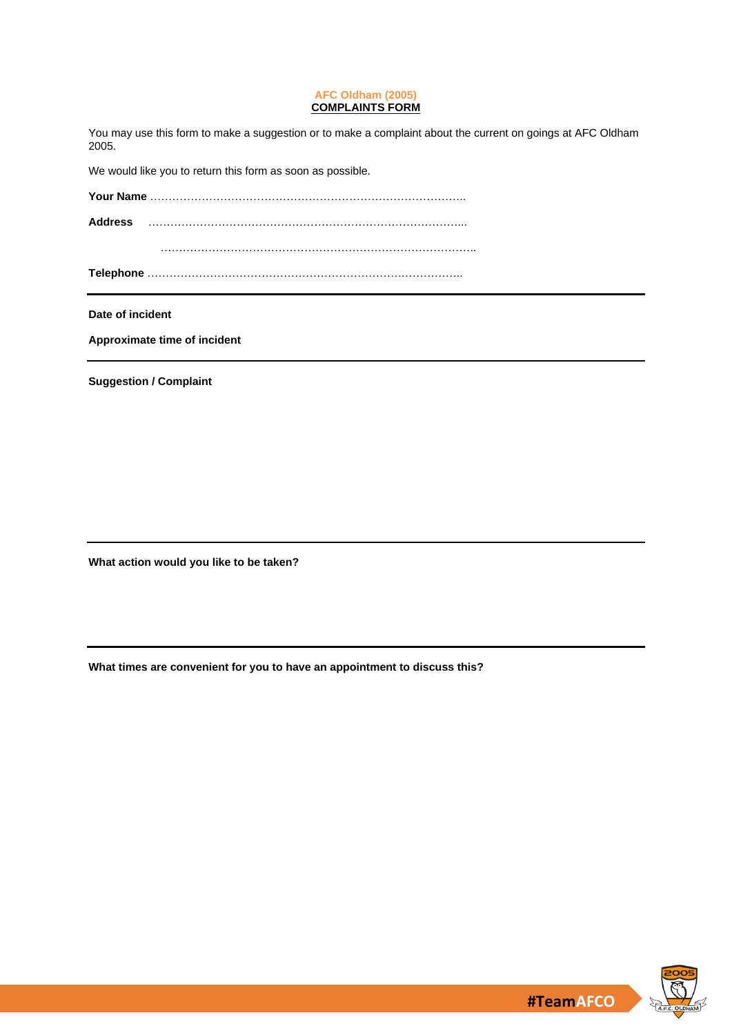**AFC Oldham (2005)**
**COMPLIANTS FORM**

You may use this form to make a suggestion or to make a complaint about the current on goings at AFC Oldham 2005.

We would like you to return this form as soon as possible.

**Your Name** ……………………………………………………………………………..

**Address** ……………………………………………………………………………...

……………………………………………………………………………..

**Telephone** ……………………………………………………………….……………..

---

**Date of incident**

**Approximate time of incident**

---

**Suggestion / Complaint**

---

**What action would you like to be taken?**

---

**What times are convenient for you to have an appointment to discuss this?**

#TeamAFCO